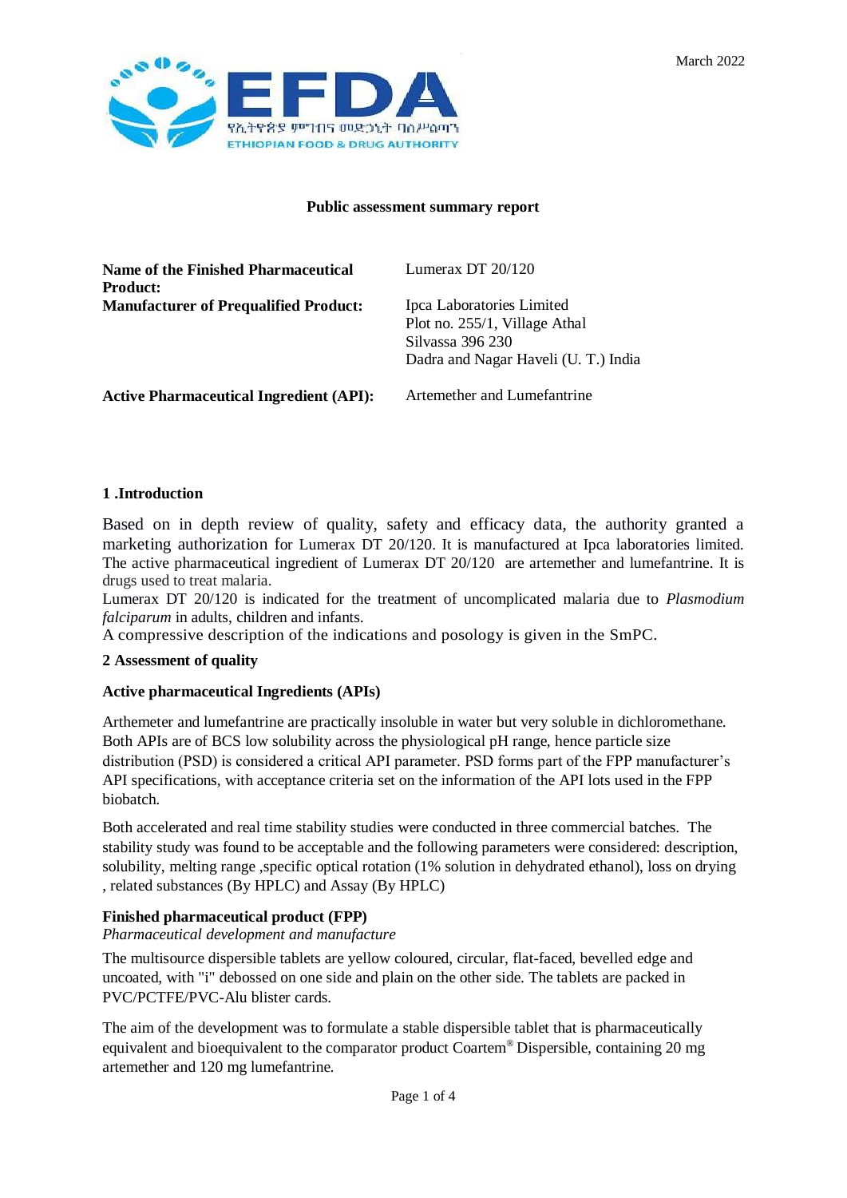March 2022

EFDA
የኢትዮጵያ ምግብና መድኃኒት ባለሥልጣን
ETHIOPIAN FOOD & DRUG AUTHORITY

**Public assessment summary report**

| | |
|---|---|
| **Name of the Finished Pharmaceutical Product:** | Lumerax DT 20/120 |
| **Manufacturer of Prequalified Product:** | Ipca Laboratories Limited<br>Plot no. 255/1, Village Athal<br>Silvassa 396 230<br>Dadra and Nagar Haveli (U. T.) India |
| **Active Pharmaceutical Ingredient (API):** | Artemether and Lumefantrine |

## 1 .Introduction

Based on in depth review of quality, safety and efficacy data, the authority granted a marketing authorization for Lumerax DT 20/120. It is manufactured at Ipca laboratories limited. The active pharmaceutical ingredient of Lumerax DT 20/120 are artemether and lumefantrine. It is drugs used to treat malaria.

Lumerax DT 20/120 is indicated for the treatment of uncomplicated malaria due to *Plasmodium falciparum* in adults, children and infants.

A compressive description of the indications and posology is given in the SmPC.

## 2 Assessment of quality

### Active pharmaceutical Ingredients (APIs)

Arthemeter and lumefantrine are practically insoluble in water but very soluble in dichloromethane. Both APIs are of BCS low solubility across the physiological pH range, hence particle size distribution (PSD) is considered a critical API parameter. PSD forms part of the FPP manufacturer's API specifications, with acceptance criteria set on the information of the API lots used in the FPP biobatch.

Both accelerated and real time stability studies were conducted in three commercial batches. The stability study was found to be acceptable and the following parameters were considered: description, solubility, melting range ,specific optical rotation (1% solution in dehydrated ethanol), loss on drying , related substances (By HPLC) and Assay (By HPLC)

### Finished pharmaceutical product (FPP)

*Pharmaceutical development and manufacture*

The multisource dispersible tablets are yellow coloured, circular, flat-faced, bevelled edge and uncoated, with "i" debossed on one side and plain on the other side. The tablets are packed in PVC/PCTFE/PVC-Alu blister cards.

The aim of the development was to formulate a stable dispersible tablet that is pharmaceutically equivalent and bioequivalent to the comparator product Coartem® Dispersible, containing 20 mg artemether and 120 mg lumefantrine.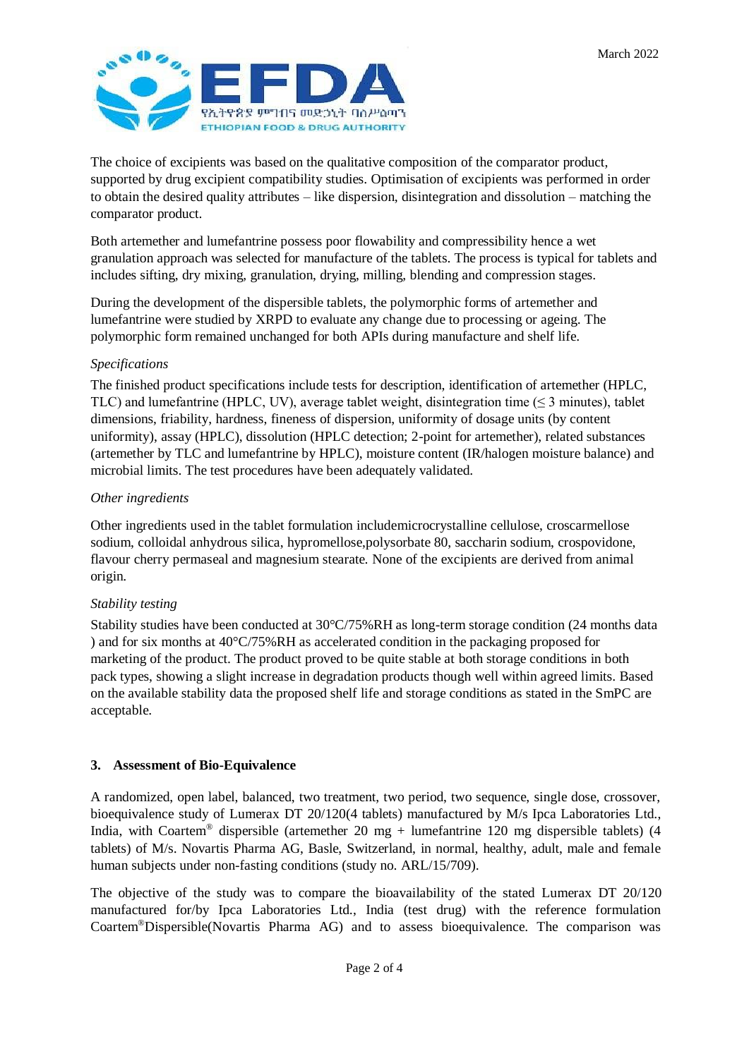The choice of excipients was based on the qualitative composition of the comparator product, supported by drug excipient compatibility studies. Optimisation of excipients was performed in order to obtain the desired quality attributes – like dispersion, disintegration and dissolution – matching the comparator product.

Both artemether and lumefantrine possess poor flowability and compressibility hence a wet granulation approach was selected for manufacture of the tablets. The process is typical for tablets and includes sifting, dry mixing, granulation, drying, milling, blending and compression stages.

During the development of the dispersible tablets, the polymorphic forms of artemether and lumefantrine were studied by XRPD to evaluate any change due to processing or ageing. The polymorphic form remained unchanged for both APIs during manufacture and shelf life.

*Specifications*

The finished product specifications include tests for description, identification of artemether (HPLC, TLC) and lumefantrine (HPLC, UV), average tablet weight, disintegration time ($\leq$ 3 minutes), tablet dimensions, friability, hardness, fineness of dispersion, uniformity of dosage units (by content uniformity), assay (HPLC), dissolution (HPLC detection; 2-point for artemether), related substances (artemether by TLC and lumefantrine by HPLC), moisture content (IR/halogen moisture balance) and microbial limits. The test procedures have been adequately validated.

*Other ingredients*

Other ingredients used in the tablet formulation includemicrocrystalline cellulose, croscarmellose sodium, colloidal anhydrous silica, hypromellose,polysorbate 80, saccharin sodium, crospovidone, flavour cherry permaseal and magnesium stearate. None of the excipients are derived from animal origin.

*Stability testing*

Stability studies have been conducted at 30°C/75%RH as long-term storage condition (24 months data ) and for six months at 40°C/75%RH as accelerated condition in the packaging proposed for marketing of the product. The product proved to be quite stable at both storage conditions in both pack types, showing a slight increase in degradation products though well within agreed limits. Based on the available stability data the proposed shelf life and storage conditions as stated in the SmPC are acceptable.

### 3. Assessment of Bio-Equivalence

A randomized, open label, balanced, two treatment, two period, two sequence, single dose, crossover, bioequivalence study of Lumerax DT 20/120(4 tablets) manufactured by M/s Ipca Laboratories Ltd., India, with Coartem® dispersible (artemether 20 mg + lumefantrine 120 mg dispersible tablets) (4 tablets) of M/s. Novartis Pharma AG, Basle, Switzerland, in normal, healthy, adult, male and female human subjects under non-fasting conditions (study no. ARL/15/709).

The objective of the study was to compare the bioavailability of the stated Lumerax DT 20/120 manufactured for/by Ipca Laboratories Ltd., India (test drug) with the reference formulation Coartem®Dispersible(Novartis Pharma AG) and to assess bioequivalence. The comparison was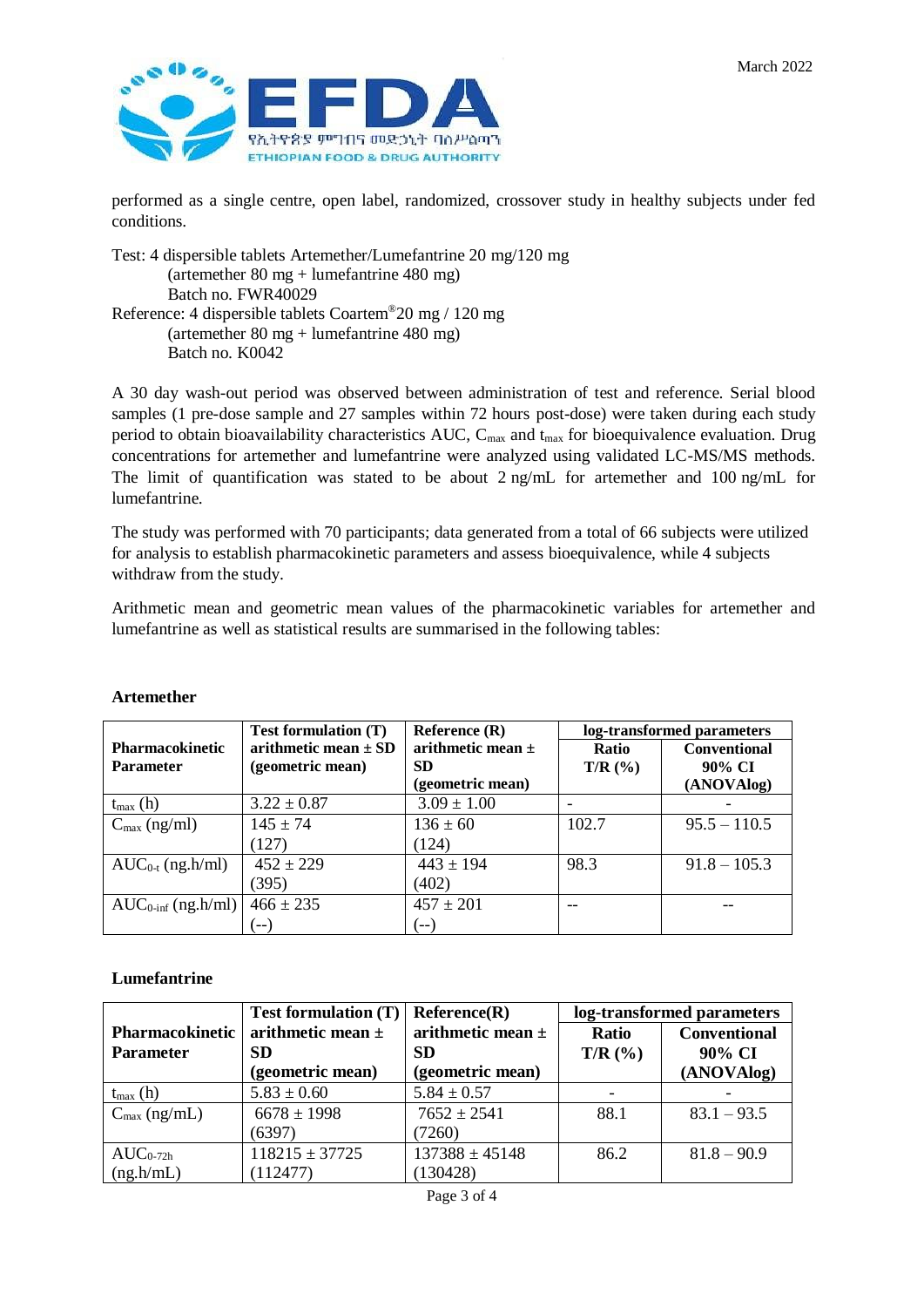performed as a single centre, open label, randomized, crossover study in healthy subjects under fed conditions.

Test: 4 dispersible tablets Artemether/Lumefantrine 20 mg/120 mg
(artemether 80 mg + lumefantrine 480 mg)
Batch no. FWR40029

Reference: 4 dispersible tablets Coartem® 20 mg / 120 mg
(artemether 80 mg + lumefantrine 480 mg)
Batch no. K0042

A 30 day wash-out period was observed between administration of test and reference. Serial blood samples (1 pre-dose sample and 27 samples within 72 hours post-dose) were taken during each study period to obtain bioavailability characteristics AUC, $C_{max}$ and $t_{max}$ for bioequivalence evaluation. Drug concentrations for artemether and lumefantrine were analyzed using validated LC-MS/MS methods. The limit of quantification was stated to be about 2 ng/mL for artemether and 100 ng/mL for lumefantrine.

The study was performed with 70 participants; data generated from a total of 66 subjects were utilized for analysis to establish pharmacokinetic parameters and assess bioequivalence, while 4 subjects withdraw from the study.

Arithmetic mean and geometric mean values of the pharmacokinetic variables for artemether and lumefantrine as well as statistical results are summarised in the following tables:

**Artemether**

| Pharmacokinetic Parameter | Test formulation (T) arithmetic mean ± SD (geometric mean) | Reference (R) arithmetic mean ± SD (geometric mean) | log-transformed parameters | |
|---|---|---|---|---|
| | | | Ratio T/R (%) | Conventional 90% CI (ANOVAlog) |
| $t_{max}$ (h) | 3.22 ± 0.87 | 3.09 ± 1.00 | - | - |
| $C_{max}$ (ng/ml) | 145 ± 74 (127) | 136 ± 60 (124) | 102.7 | 95.5 – 110.5 |
| $AUC_{0-t}$ (ng.h/ml) | 452 ± 229 (395) | 443 ± 194 (402) | 98.3 | 91.8 – 105.3 |
| $AUC_{0-inf}$ (ng.h/ml) | 466 ± 235 (--) | 457 ± 201 (--) | -- | -- |

**Lumefantrine**

| Pharmacokinetic Parameter | Test formulation (T) arithmetic mean ± SD (geometric mean) | Reference(R) arithmetic mean ± SD (geometric mean) | log-transformed parameters | |
|---|---|---|---|---|
| | | | Ratio T/R (%) | Conventional 90% CI (ANOVAlog) |
| $t_{max}$ (h) | 5.83 ± 0.60 | 5.84 ± 0.57 | - | - |
| $C_{max}$ (ng/mL) | 6678 ± 1998 (6397) | 7652 ± 2541 (7260) | 88.1 | 83.1 – 93.5 |
| $AUC_{0-72h}$ (ng.h/mL) | 118215 ± 37725 (112477) | 137388 ± 45148 (130428) | 86.2 | 81.8 – 90.9 |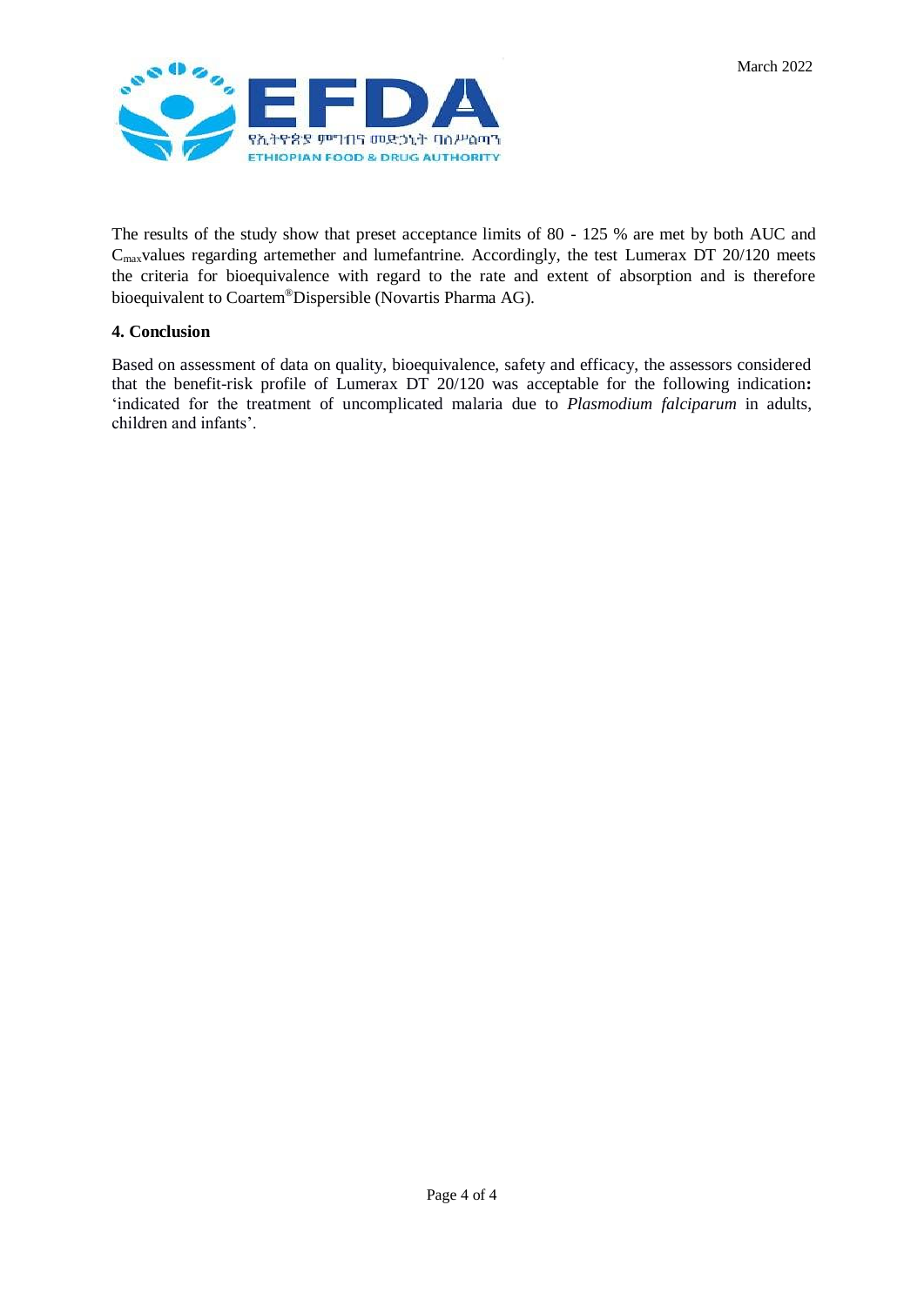The results of the study show that preset acceptance limits of 80 - 125 % are met by both AUC and $C_{max}$ values regarding artemether and lumefantrine. Accordingly, the test Lumerax DT 20/120 meets the criteria for bioequivalence with regard to the rate and extent of absorption and is therefore bioequivalent to Coartem® Dispersible (Novartis Pharma AG).

## 4. Conclusion

Based on assessment of data on quality, bioequivalence, safety and efficacy, the assessors considered that the benefit-risk profile of Lumerax DT 20/120 was acceptable for the following indication**:** 'indicated for the treatment of uncomplicated malaria due to *Plasmodium falciparum* in adults, children and infants'.